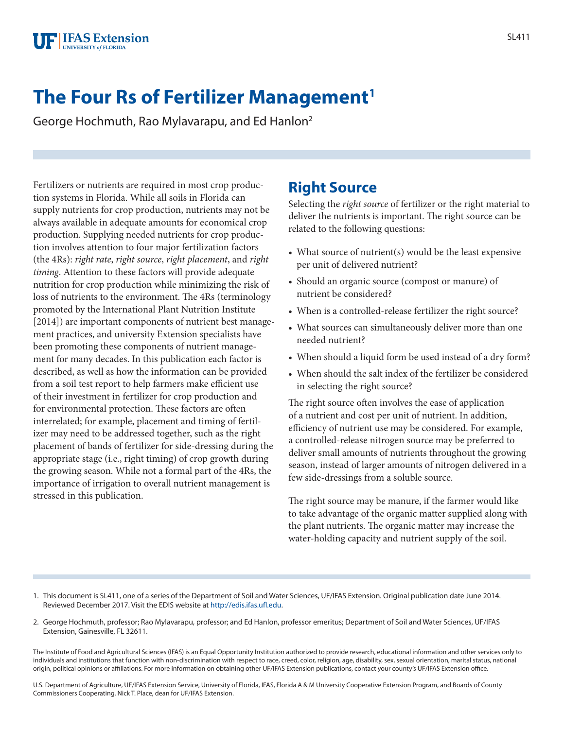# The Four Rs of Fertilizer Management[1]

George Hochmuth, Rao Mylavarapu, and Ed Hanlon[2]

Fertilizers or nutrients are required in most crop production systems in Florida. While all soils in Florida can supply nutrients for crop production, nutrients may not be always available in adequate amounts for economical crop production. Supplying needed nutrients for crop production involves attention to four major fertilization factors (the 4Rs): *right rate*, *right source*, *right placement*, and *right timing*. Attention to these factors will provide adequate nutrition for crop production while minimizing the risk of loss of nutrients to the environment. The 4Rs (terminology promoted by the International Plant Nutrition Institute [2014]) are important components of nutrient best management practices, and university Extension specialists have been promoting these components of nutrient management for many decades. In this publication each factor is described, as well as how the information can be provided from a soil test report to help farmers make efficient use of their investment in fertilizer for crop production and for environmental protection. These factors are often interrelated; for example, placement and timing of fertilizer may need to be addressed together, such as the right placement of bands of fertilizer for side-dressing during the appropriate stage (i.e., right timing) of crop growth during the growing season. While not a formal part of the 4Rs, the importance of irrigation to overall nutrient management is stressed in this publication.

## Right Source

Selecting the *right source* of fertilizer or the right material to deliver the nutrients is important. The right source can be related to the following questions:

- What source of nutrient(s) would be the least expensive per unit of delivered nutrient?
- Should an organic source (compost or manure) of nutrient be considered?
- When is a controlled-release fertilizer the right source?
- What sources can simultaneously deliver more than one needed nutrient?
- When should a liquid form be used instead of a dry form?
- When should the salt index of the fertilizer be considered in selecting the right source?

The right source often involves the ease of application of a nutrient and cost per unit of nutrient. In addition, efficiency of nutrient use may be considered. For example, a controlled-release nitrogen source may be preferred to deliver small amounts of nutrients throughout the growing season, instead of larger amounts of nitrogen delivered in a few side-dressings from a soluble source.

The right source may be manure, if the farmer would like to take advantage of the organic matter supplied along with the plant nutrients. The organic matter may increase the water-holding capacity and nutrient supply of the soil.

1. This document is SL411, one of a series of the Department of Soil and Water Sciences, UF/IFAS Extension. Original publication date June 2014. Reviewed December 2017. Visit the EDIS website at http://edis.ifas.ufl.edu.

2. George Hochmuth, professor; Rao Mylavarapu, professor; and Ed Hanlon, professor emeritus; Department of Soil and Water Sciences, UF/IFAS Extension, Gainesville, FL 32611.

The Institute of Food and Agricultural Sciences (IFAS) is an Equal Opportunity Institution authorized to provide research, educational information and other services only to individuals and institutions that function with non-discrimination with respect to race, creed, color, religion, age, disability, sex, sexual orientation, marital status, national origin, political opinions or affiliations. For more information on obtaining other UF/IFAS Extension publications, contact your county's UF/IFAS Extension office.

U.S. Department of Agriculture, UF/IFAS Extension Service, University of Florida, IFAS, Florida A & M University Cooperative Extension Program, and Boards of County Commissioners Cooperating. Nick T. Place, dean for UF/IFAS Extension.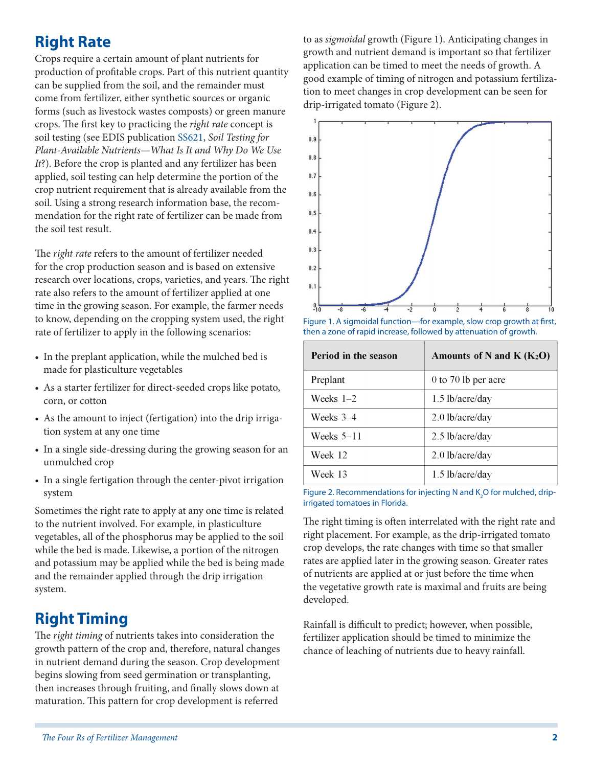## Right Rate

Crops require a certain amount of plant nutrients for production of profitable crops. Part of this nutrient quantity can be supplied from the soil, and the remainder must come from fertilizer, either synthetic sources or organic forms (such as livestock wastes composts) or green manure crops. The first key to practicing the *right rate* concept is soil testing (see EDIS publication SS621, *Soil Testing for Plant-Available Nutrients—What Is It and Why Do We Use It*?). Before the crop is planted and any fertilizer has been applied, soil testing can help determine the portion of the crop nutrient requirement that is already available from the soil. Using a strong research information base, the recommendation for the right rate of fertilizer can be made from the soil test result.

The *right rate* refers to the amount of fertilizer needed for the crop production season and is based on extensive research over locations, crops, varieties, and years. The right rate also refers to the amount of fertilizer applied at one time in the growing season. For example, the farmer needs to know, depending on the cropping system used, the right rate of fertilizer to apply in the following scenarios:

- In the preplant application, while the mulched bed is made for plasticulture vegetables
- As a starter fertilizer for direct-seeded crops like potato, corn, or cotton
- As the amount to inject (fertigation) into the drip irrigation system at any one time
- In a single side-dressing during the growing season for an unmulched crop
- In a single fertigation through the center-pivot irrigation system

Sometimes the right rate to apply at any one time is related to the nutrient involved. For example, in plasticulture vegetables, all of the phosphorus may be applied to the soil while the bed is made. Likewise, a portion of the nitrogen and potassium may be applied while the bed is being made and the remainder applied through the drip irrigation system.

## Right Timing

The *right timing* of nutrients takes into consideration the growth pattern of the crop and, therefore, natural changes in nutrient demand during the season. Crop development begins slowing from seed germination or transplanting, then increases through fruiting, and finally slows down at maturation. This pattern for crop development is referred to as *sigmoidal* growth (Figure 1). Anticipating changes in growth and nutrient demand is important so that fertilizer application can be timed to meet the needs of growth. A good example of timing of nitrogen and potassium fertilization to meet changes in crop development can be seen for drip-irrigated tomato (Figure 2).

Figure 1. A sigmoidal function—for example, slow crop growth at first, then a zone of rapid increase, followed by attenuation of growth.

| Period in the season | Amounts of N and K ($K_2O$) |
|---|---|
| Preplant | 0 to 70 lb per acre |
| Weeks 1–2 | 1.5 lb/acre/day |
| Weeks 3–4 | 2.0 lb/acre/day |
| Weeks 5–11 | 2.5 lb/acre/day |
| Week 12 | 2.0 lb/acre/day |
| Week 13 | 1.5 lb/acre/day |

Figure 2. Recommendations for injecting N and $K_2O$ for mulched, drip-irrigated tomatoes in Florida.

The right timing is often interrelated with the right rate and right placement. For example, as the drip-irrigated tomato crop develops, the rate changes with time so that smaller rates are applied later in the growing season. Greater rates of nutrients are applied at or just before the time when the vegetative growth rate is maximal and fruits are being developed.

Rainfall is difficult to predict; however, when possible, fertilizer application should be timed to minimize the chance of leaching of nutrients due to heavy rainfall.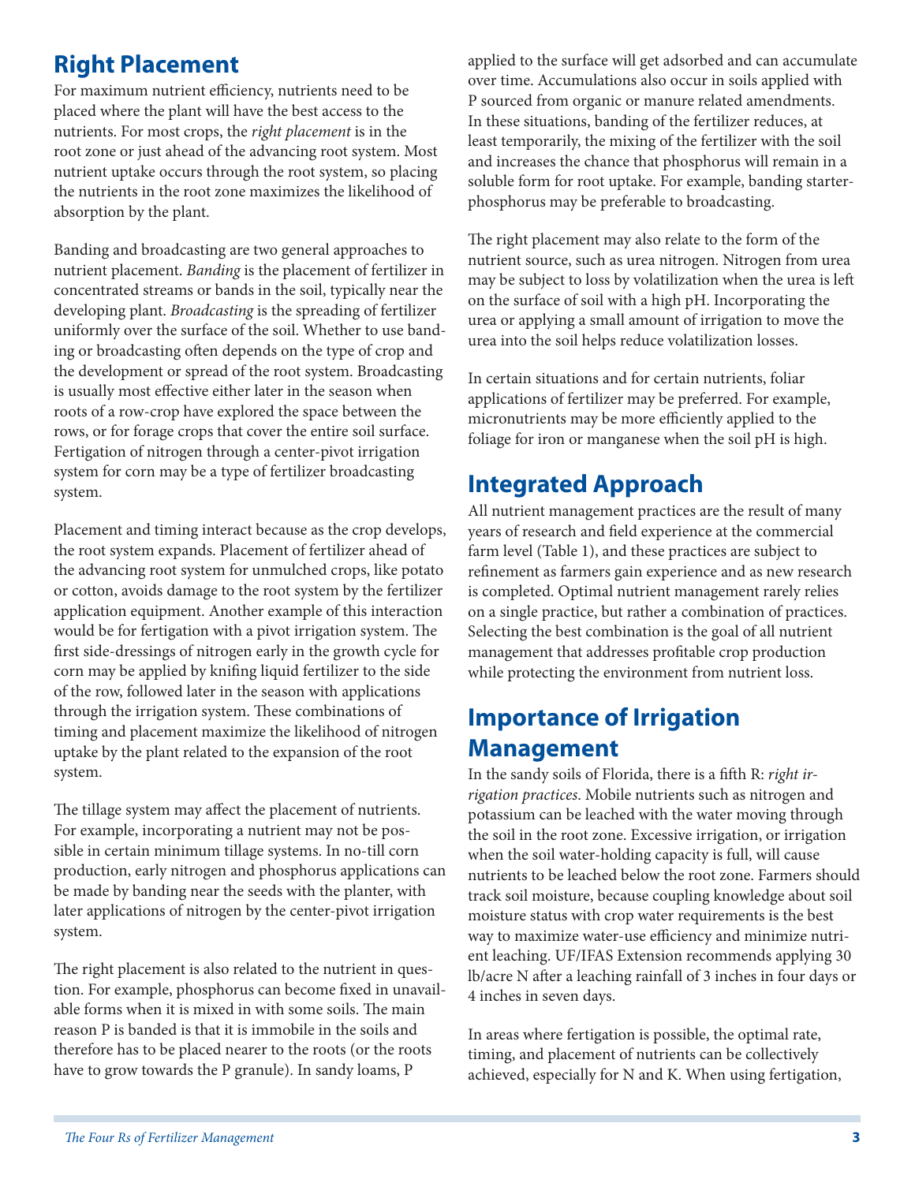## Right Placement

For maximum nutrient efficiency, nutrients need to be placed where the plant will have the best access to the nutrients. For most crops, the *right placement* is in the root zone or just ahead of the advancing root system. Most nutrient uptake occurs through the root system, so placing the nutrients in the root zone maximizes the likelihood of absorption by the plant.

Banding and broadcasting are two general approaches to nutrient placement. *Banding* is the placement of fertilizer in concentrated streams or bands in the soil, typically near the developing plant. *Broadcasting* is the spreading of fertilizer uniformly over the surface of the soil. Whether to use banding or broadcasting often depends on the type of crop and the development or spread of the root system. Broadcasting is usually most effective either later in the season when roots of a row-crop have explored the space between the rows, or for forage crops that cover the entire soil surface. Fertigation of nitrogen through a center-pivot irrigation system for corn may be a type of fertilizer broadcasting system.

Placement and timing interact because as the crop develops, the root system expands. Placement of fertilizer ahead of the advancing root system for unmulched crops, like potato or cotton, avoids damage to the root system by the fertilizer application equipment. Another example of this interaction would be for fertigation with a pivot irrigation system. The first side-dressings of nitrogen early in the growth cycle for corn may be applied by knifing liquid fertilizer to the side of the row, followed later in the season with applications through the irrigation system. These combinations of timing and placement maximize the likelihood of nitrogen uptake by the plant related to the expansion of the root system.

The tillage system may affect the placement of nutrients. For example, incorporating a nutrient may not be possible in certain minimum tillage systems. In no-till corn production, early nitrogen and phosphorus applications can be made by banding near the seeds with the planter, with later applications of nitrogen by the center-pivot irrigation system.

The right placement is also related to the nutrient in question. For example, phosphorus can become fixed in unavailable forms when it is mixed in with some soils. The main reason P is banded is that it is immobile in the soils and therefore has to be placed nearer to the roots (or the roots have to grow towards the P granule). In sandy loams, P applied to the surface will get adsorbed and can accumulate over time. Accumulations also occur in soils applied with P sourced from organic or manure related amendments. In these situations, banding of the fertilizer reduces, at least temporarily, the mixing of the fertilizer with the soil and increases the chance that phosphorus will remain in a soluble form for root uptake. For example, banding starter-phosphorus may be preferable to broadcasting.

The right placement may also relate to the form of the nutrient source, such as urea nitrogen. Nitrogen from urea may be subject to loss by volatilization when the urea is left on the surface of soil with a high pH. Incorporating the urea or applying a small amount of irrigation to move the urea into the soil helps reduce volatilization losses.

In certain situations and for certain nutrients, foliar applications of fertilizer may be preferred. For example, micronutrients may be more efficiently applied to the foliage for iron or manganese when the soil pH is high.

## Integrated Approach

All nutrient management practices are the result of many years of research and field experience at the commercial farm level (Table 1), and these practices are subject to refinement as farmers gain experience and as new research is completed. Optimal nutrient management rarely relies on a single practice, but rather a combination of practices. Selecting the best combination is the goal of all nutrient management that addresses profitable crop production while protecting the environment from nutrient loss.

## Importance of Irrigation Management

In the sandy soils of Florida, there is a fifth R: *right irrigation practices*. Mobile nutrients such as nitrogen and potassium can be leached with the water moving through the soil in the root zone. Excessive irrigation, or irrigation when the soil water-holding capacity is full, will cause nutrients to be leached below the root zone. Farmers should track soil moisture, because coupling knowledge about soil moisture status with crop water requirements is the best way to maximize water-use efficiency and minimize nutrient leaching. UF/IFAS Extension recommends applying 30 lb/acre N after a leaching rainfall of 3 inches in four days or 4 inches in seven days.

In areas where fertigation is possible, the optimal rate, timing, and placement of nutrients can be collectively achieved, especially for N and K. When using fertigation,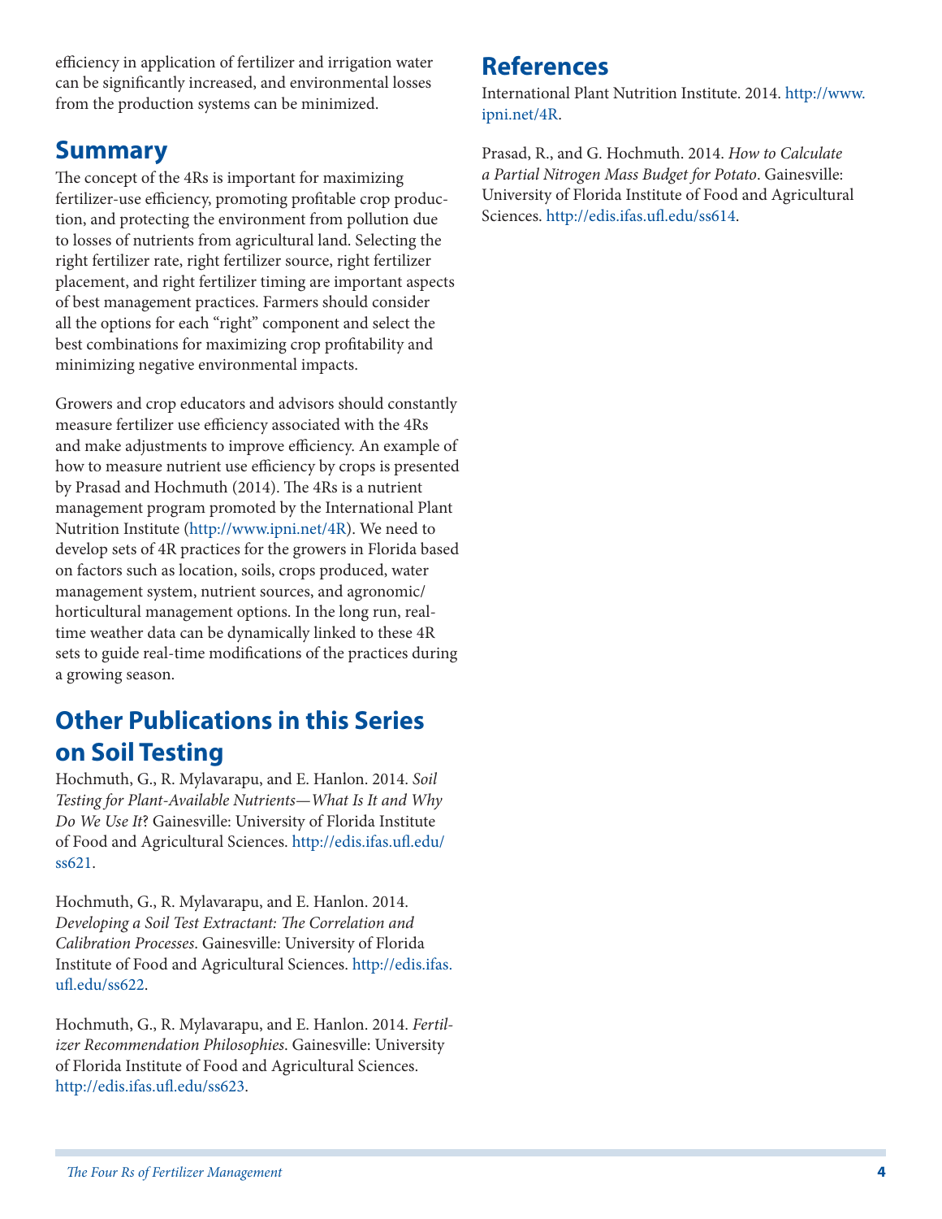efficiency in application of fertilizer and irrigation water can be significantly increased, and environmental losses from the production systems can be minimized.

## Summary

The concept of the 4Rs is important for maximizing fertilizer-use efficiency, promoting profitable crop production, and protecting the environment from pollution due to losses of nutrients from agricultural land. Selecting the right fertilizer rate, right fertilizer source, right fertilizer placement, and right fertilizer timing are important aspects of best management practices. Farmers should consider all the options for each "right" component and select the best combinations for maximizing crop profitability and minimizing negative environmental impacts.

Growers and crop educators and advisors should constantly measure fertilizer use efficiency associated with the 4Rs and make adjustments to improve efficiency. An example of how to measure nutrient use efficiency by crops is presented by Prasad and Hochmuth (2014). The 4Rs is a nutrient management program promoted by the International Plant Nutrition Institute (http://www.ipni.net/4R). We need to develop sets of 4R practices for the growers in Florida based on factors such as location, soils, crops produced, water management system, nutrient sources, and agronomic/horticultural management options. In the long run, real-time weather data can be dynamically linked to these 4R sets to guide real-time modifications of the practices during a growing season.

## Other Publications in this Series on Soil Testing

Hochmuth, G., R. Mylavarapu, and E. Hanlon. 2014. *Soil Testing for Plant-Available Nutrients—What Is It and Why Do We Use It*? Gainesville: University of Florida Institute of Food and Agricultural Sciences. http://edis.ifas.ufl.edu/ss621.

Hochmuth, G., R. Mylavarapu, and E. Hanlon. 2014. *Developing a Soil Test Extractant: The Correlation and Calibration Processes*. Gainesville: University of Florida Institute of Food and Agricultural Sciences. http://edis.ifas.ufl.edu/ss622.

Hochmuth, G., R. Mylavarapu, and E. Hanlon. 2014. *Fertilizer Recommendation Philosophies*. Gainesville: University of Florida Institute of Food and Agricultural Sciences. http://edis.ifas.ufl.edu/ss623.

## References

International Plant Nutrition Institute. 2014. http://www.ipni.net/4R.

Prasad, R., and G. Hochmuth. 2014. *How to Calculate a Partial Nitrogen Mass Budget for Potato*. Gainesville: University of Florida Institute of Food and Agricultural Sciences. http://edis.ifas.ufl.edu/ss614.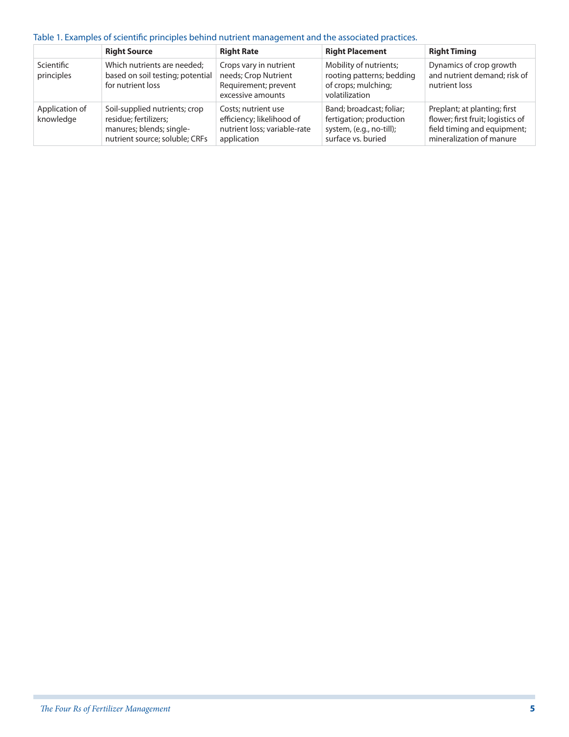Table 1. Examples of scientific principles behind nutrient management and the associated practices.

| | Right Source | Right Rate | Right Placement | Right Timing |
|---|---|---|---|---|
| Scientific principles | Which nutrients are needed; based on soil testing; potential for nutrient loss | Crops vary in nutrient needs; Crop Nutrient Requirement; prevent excessive amounts | Mobility of nutrients; rooting patterns; bedding of crops; mulching; volatilization | Dynamics of crop growth and nutrient demand; risk of nutrient loss |
| Application of knowledge | Soil-supplied nutrients; crop residue; fertilizers; manures; blends; single-nutrient source; soluble; CRFs | Costs; nutrient use efficiency; likelihood of nutrient loss; variable-rate application | Band; broadcast; foliar; fertigation; production system, (e.g., no-till); surface vs. buried | Preplant; at planting; first flower; first fruit; logistics of field timing and equipment; mineralization of manure |